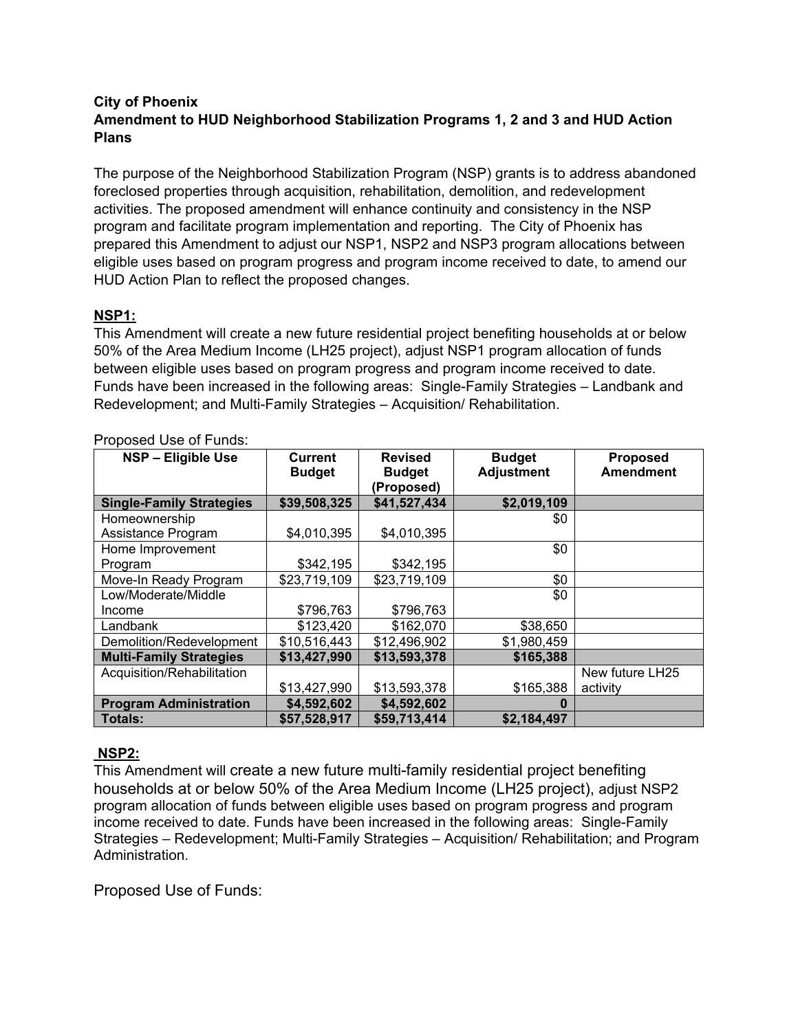**City of Phoenix**
**Amendment to HUD Neighborhood Stabilization Programs 1, 2 and 3 and HUD Action Plans**

The purpose of the Neighborhood Stabilization Program (NSP) grants is to address abandoned foreclosed properties through acquisition, rehabilitation, demolition, and redevelopment activities. The proposed amendment will enhance continuity and consistency in the NSP program and facilitate program implementation and reporting. The City of Phoenix has prepared this Amendment to adjust our NSP1, NSP2 and NSP3 program allocations between eligible uses based on program progress and program income received to date, to amend our HUD Action Plan to reflect the proposed changes.

## NSP1:

This Amendment will create a new future residential project benefiting households at or below 50% of the Area Medium Income (LH25 project), adjust NSP1 program allocation of funds between eligible uses based on program progress and program income received to date. Funds have been increased in the following areas: Single-Family Strategies – Landbank and Redevelopment; and Multi-Family Strategies – Acquisition/ Rehabilitation.

Proposed Use of Funds:

| NSP – Eligible Use | Current Budget | Revised Budget (Proposed) | Budget Adjustment | Proposed Amendment |
|---|---|---|---|---|
| **Single-Family Strategies** | **$39,508,325** | **$41,527,434** | **$2,019,109** | |
| Homeownership Assistance Program | $4,010,395 | $4,010,395 | $0 | |
| Home Improvement Program | $342,195 | $342,195 | $0 | |
| Move-In Ready Program | $23,719,109 | $23,719,109 | $0 | |
| Low/Moderate/Middle Income | $796,763 | $796,763 | $0 | |
| Landbank | $123,420 | $162,070 | $38,650 | |
| Demolition/Redevelopment | $10,516,443 | $12,496,902 | $1,980,459 | |
| **Multi-Family Strategies** | **$13,427,990** | **$13,593,378** | **$165,388** | |
| Acquisition/Rehabilitation | $13,427,990 | $13,593,378 | $165,388 | New future LH25 activity |
| **Program Administration** | **$4,592,602** | **$4,592,602** | **0** | |
| **Totals:** | **$57,528,917** | **$59,713,414** | **$2,184,497** | |

## NSP2:

This Amendment will create a new future multi-family residential project benefiting households at or below 50% of the Area Medium Income (LH25 project), adjust NSP2 program allocation of funds between eligible uses based on program progress and program income received to date. Funds have been increased in the following areas: Single-Family Strategies – Redevelopment; Multi-Family Strategies – Acquisition/ Rehabilitation; and Program Administration.

Proposed Use of Funds: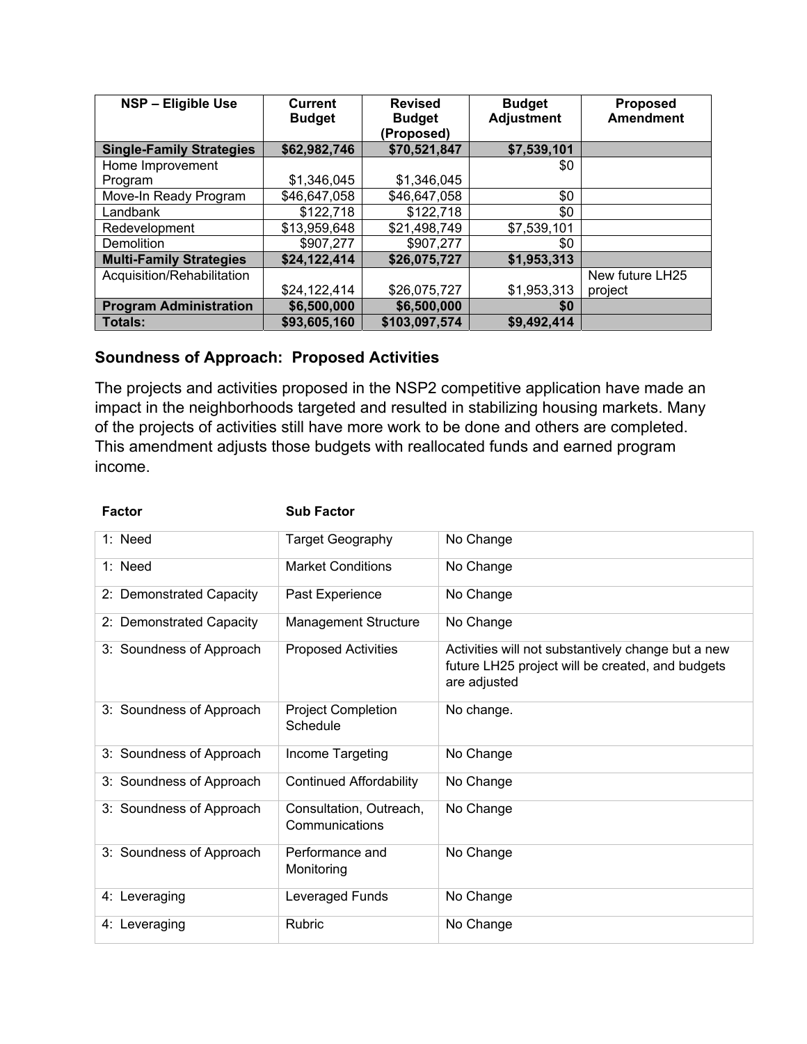| NSP – Eligible Use | Current Budget | Revised Budget (Proposed) | Budget Adjustment | Proposed Amendment |
|---|---|---|---|---|
| **Single-Family Strategies** | **$62,982,746** | **$70,521,847** | **$7,539,101** | |
| Home Improvement Program | $1,346,045 | $1,346,045 | $0 | |
| Move-In Ready Program | $46,647,058 | $46,647,058 | $0 | |
| Landbank | $122,718 | $122,718 | $0 | |
| Redevelopment | $13,959,648 | $21,498,749 | $7,539,101 | |
| Demolition | $907,277 | $907,277 | $0 | |
| **Multi-Family Strategies** | **$24,122,414** | **$26,075,727** | **$1,953,313** | |
| Acquisition/Rehabilitation | $24,122,414 | $26,075,727 | $1,953,313 | New future LH25 project |
| **Program Administration** | **$6,500,000** | **$6,500,000** | **$0** | |
| **Totals:** | **$93,605,160** | **$103,097,574** | **$9,492,414** | |

### Soundness of Approach: Proposed Activities

The projects and activities proposed in the NSP2 competitive application have made an impact in the neighborhoods targeted and resulted in stabilizing housing markets. Many of the projects of activities still have more work to be done and others are completed. This amendment adjusts those budgets with reallocated funds and earned program income.

| Factor | Sub Factor | |
|---|---|---|
| 1: Need | Target Geography | No Change |
| 1: Need | Market Conditions | No Change |
| 2: Demonstrated Capacity | Past Experience | No Change |
| 2: Demonstrated Capacity | Management Structure | No Change |
| 3: Soundness of Approach | Proposed Activities | Activities will not substantively change but a new future LH25 project will be created, and budgets are adjusted |
| 3: Soundness of Approach | Project Completion Schedule | No change. |
| 3: Soundness of Approach | Income Targeting | No Change |
| 3: Soundness of Approach | Continued Affordability | No Change |
| 3: Soundness of Approach | Consultation, Outreach, Communications | No Change |
| 3: Soundness of Approach | Performance and Monitoring | No Change |
| 4: Leveraging | Leveraged Funds | No Change |
| 4: Leveraging | Rubric | No Change |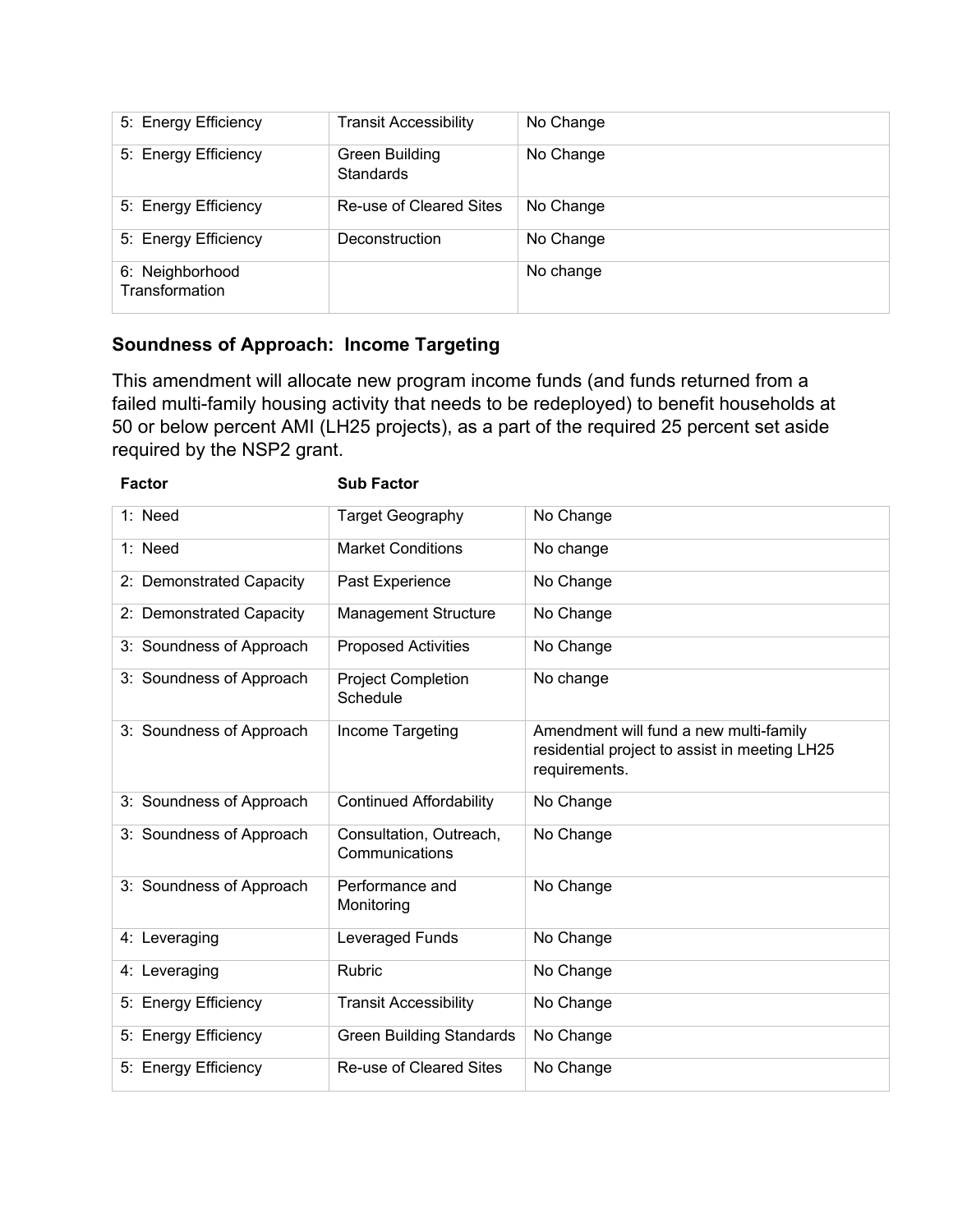| | | |
|---|---|---|
| 5: Energy Efficiency | Transit Accessibility | No Change |
| 5: Energy Efficiency | Green Building Standards | No Change |
| 5: Energy Efficiency | Re-use of Cleared Sites | No Change |
| 5: Energy Efficiency | Deconstruction | No Change |
| 6: Neighborhood Transformation | | No change |

### Soundness of Approach: Income Targeting

This amendment will allocate new program income funds (and funds returned from a failed multi-family housing activity that needs to be redeployed) to benefit households at 50 or below percent AMI (LH25 projects), as a part of the required 25 percent set aside required by the NSP2 grant.

| Factor | Sub Factor | |
|---|---|---|
| 1: Need | Target Geography | No Change |
| 1: Need | Market Conditions | No change |
| 2: Demonstrated Capacity | Past Experience | No Change |
| 2: Demonstrated Capacity | Management Structure | No Change |
| 3: Soundness of Approach | Proposed Activities | No Change |
| 3: Soundness of Approach | Project Completion Schedule | No change |
| 3: Soundness of Approach | Income Targeting | Amendment will fund a new multi-family residential project to assist in meeting LH25 requirements. |
| 3: Soundness of Approach | Continued Affordability | No Change |
| 3: Soundness of Approach | Consultation, Outreach, Communications | No Change |
| 3: Soundness of Approach | Performance and Monitoring | No Change |
| 4: Leveraging | Leveraged Funds | No Change |
| 4: Leveraging | Rubric | No Change |
| 5: Energy Efficiency | Transit Accessibility | No Change |
| 5: Energy Efficiency | Green Building Standards | No Change |
| 5: Energy Efficiency | Re-use of Cleared Sites | No Change |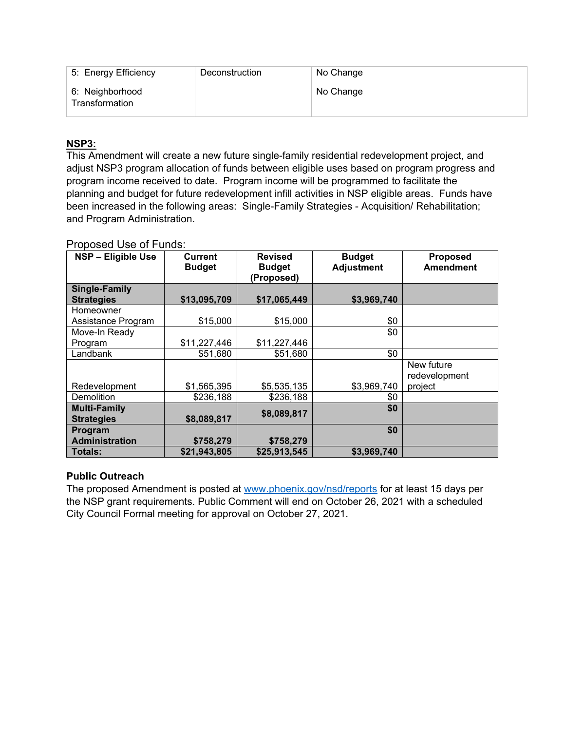| | | |
|---|---|---|
| 5: Energy Efficiency | Deconstruction | No Change |
| 6: Neighborhood Transformation | | No Change |

**NSP3:**

This Amendment will create a new future single-family residential redevelopment project, and adjust NSP3 program allocation of funds between eligible uses based on program progress and program income received to date. Program income will be programmed to facilitate the planning and budget for future redevelopment infill activities in NSP eligible areas. Funds have been increased in the following areas: Single-Family Strategies - Acquisition/ Rehabilitation; and Program Administration.

Proposed Use of Funds:

| NSP – Eligible Use | Current Budget | Revised Budget (Proposed) | Budget Adjustment | Proposed Amendment |
|---|---|---|---|---|
| **Single-Family Strategies** | **$13,095,709** | **$17,065,449** | **$3,969,740** | |
| Homeowner Assistance Program | $15,000 | $15,000 | $0 | |
| Move-In Ready Program | $11,227,446 | $11,227,446 | $0 | |
| Landbank | $51,680 | $51,680 | $0 | |
| Redevelopment | $1,565,395 | $5,535,135 | $3,969,740 | New future redevelopment project |
| Demolition | $236,188 | $236,188 | $0 | |
| **Multi-Family Strategies** | **$8,089,817** | **$8,089,817** | **$0** | |
| **Program Administration** | **$758,279** | **$758,279** | **$0** | |
| **Totals:** | **$21,943,805** | **$25,913,545** | **$3,969,740** | |

**Public Outreach**

The proposed Amendment is posted at www.phoenix.gov/nsd/reports for at least 15 days per the NSP grant requirements. Public Comment will end on October 26, 2021 with a scheduled City Council Formal meeting for approval on October 27, 2021.